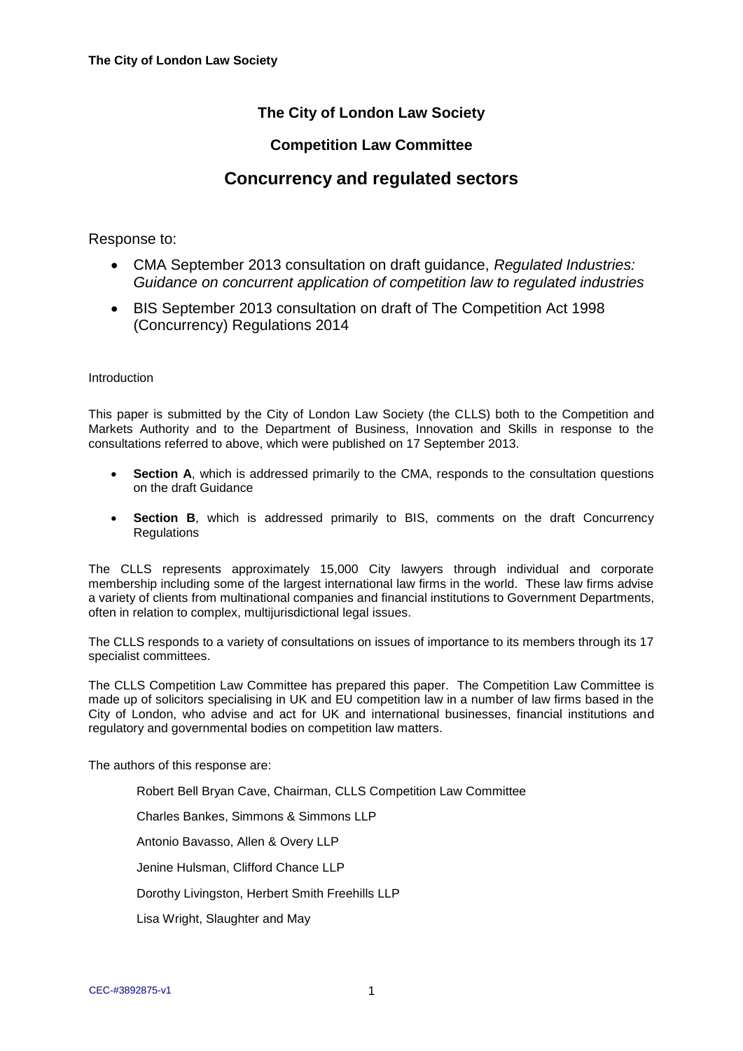# The City of London Law Society

## Competition Law Committee

## Concurrency and regulated sectors

Response to:

- CMA September 2013 consultation on draft guidance, *Regulated Industries: Guidance on concurrent application of competition law to regulated industries*
- BIS September 2013 consultation on draft of The Competition Act 1998 (Concurrency) Regulations 2014

Introduction

This paper is submitted by the City of London Law Society (the CLLS) both to the Competition and Markets Authority and to the Department of Business, Innovation and Skills in response to the consultations referred to above, which were published on 17 September 2013.

- **Section A**, which is addressed primarily to the CMA, responds to the consultation questions on the draft Guidance
- **Section B**, which is addressed primarily to BIS, comments on the draft Concurrency Regulations

The CLLS represents approximately 15,000 City lawyers through individual and corporate membership including some of the largest international law firms in the world. These law firms advise a variety of clients from multinational companies and financial institutions to Government Departments, often in relation to complex, multijurisdictional legal issues.

The CLLS responds to a variety of consultations on issues of importance to its members through its 17 specialist committees.

The CLLS Competition Law Committee has prepared this paper. The Competition Law Committee is made up of solicitors specialising in UK and EU competition law in a number of law firms based in the City of London, who advise and act for UK and international businesses, financial institutions and regulatory and governmental bodies on competition law matters.

The authors of this response are:

Robert Bell Bryan Cave, Chairman, CLLS Competition Law Committee

Charles Bankes, Simmons & Simmons LLP

Antonio Bavasso, Allen & Overy LLP

Jenine Hulsman, Clifford Chance LLP

Dorothy Livingston, Herbert Smith Freehills LLP

Lisa Wright, Slaughter and May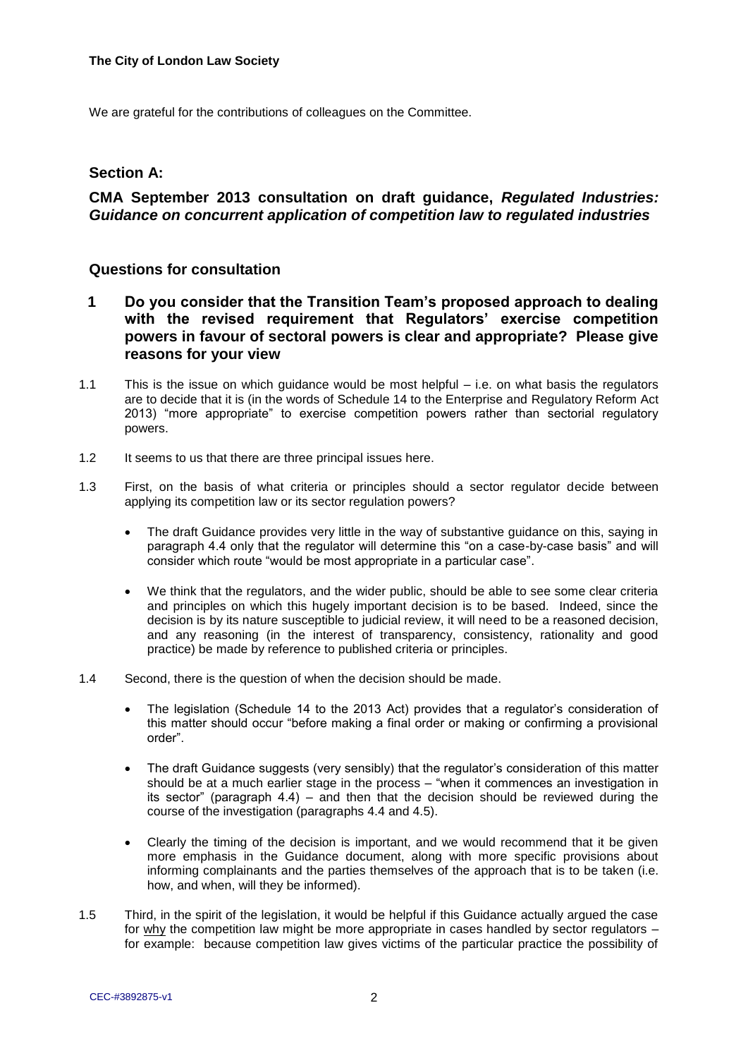We are grateful for the contributions of colleagues on the Committee.

## Section A:

## CMA September 2013 consultation on draft guidance, *Regulated Industries: Guidance on concurrent application of competition law to regulated industries*

### Questions for consultation

### 1 Do you consider that the Transition Team's proposed approach to dealing with the revised requirement that Regulators' exercise competition powers in favour of sectoral powers is clear and appropriate? Please give reasons for your view

1.1 This is the issue on which guidance would be most helpful – i.e. on what basis the regulators are to decide that it is (in the words of Schedule 14 to the Enterprise and Regulatory Reform Act 2013) "more appropriate" to exercise competition powers rather than sectorial regulatory powers.

1.2 It seems to us that there are three principal issues here.

1.3 First, on the basis of what criteria or principles should a sector regulator decide between applying its competition law or its sector regulation powers?

- The draft Guidance provides very little in the way of substantive guidance on this, saying in paragraph 4.4 only that the regulator will determine this "on a case-by-case basis" and will consider which route "would be most appropriate in a particular case".
- We think that the regulators, and the wider public, should be able to see some clear criteria and principles on which this hugely important decision is to be based. Indeed, since the decision is by its nature susceptible to judicial review, it will need to be a reasoned decision, and any reasoning (in the interest of transparency, consistency, rationality and good practice) be made by reference to published criteria or principles.

1.4 Second, there is the question of when the decision should be made.

- The legislation (Schedule 14 to the 2013 Act) provides that a regulator's consideration of this matter should occur "before making a final order or making or confirming a provisional order".
- The draft Guidance suggests (very sensibly) that the regulator's consideration of this matter should be at a much earlier stage in the process – "when it commences an investigation in its sector" (paragraph 4.4) – and then that the decision should be reviewed during the course of the investigation (paragraphs 4.4 and 4.5).
- Clearly the timing of the decision is important, and we would recommend that it be given more emphasis in the Guidance document, along with more specific provisions about informing complainants and the parties themselves of the approach that is to be taken (i.e. how, and when, will they be informed).

1.5 Third, in the spirit of the legislation, it would be helpful if this Guidance actually argued the case for <u>why</u> the competition law might be more appropriate in cases handled by sector regulators – for example: because competition law gives victims of the particular practice the possibility of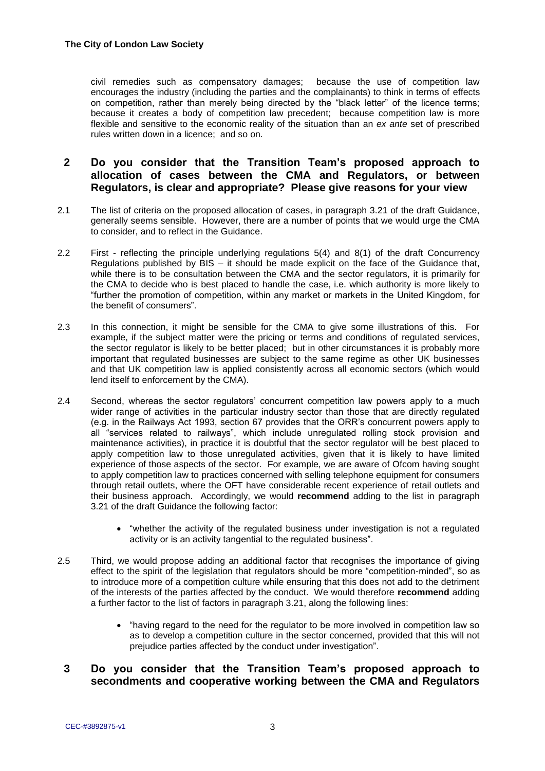civil remedies such as compensatory damages; because the use of competition law encourages the industry (including the parties and the complainants) to think in terms of effects on competition, rather than merely being directed by the "black letter" of the licence terms; because it creates a body of competition law precedent; because competition law is more flexible and sensitive to the economic reality of the situation than an *ex ante* set of prescribed rules written down in a licence; and so on.

## 2 Do you consider that the Transition Team's proposed approach to allocation of cases between the CMA and Regulators, or between Regulators, is clear and appropriate? Please give reasons for your view

2.1 The list of criteria on the proposed allocation of cases, in paragraph 3.21 of the draft Guidance, generally seems sensible. However, there are a number of points that we would urge the CMA to consider, and to reflect in the Guidance.

2.2 First - reflecting the principle underlying regulations 5(4) and 8(1) of the draft Concurrency Regulations published by BIS – it should be made explicit on the face of the Guidance that, while there is to be consultation between the CMA and the sector regulators, it is primarily for the CMA to decide who is best placed to handle the case, i.e. which authority is more likely to "further the promotion of competition, within any market or markets in the United Kingdom, for the benefit of consumers".

2.3 In this connection, it might be sensible for the CMA to give some illustrations of this. For example, if the subject matter were the pricing or terms and conditions of regulated services, the sector regulator is likely to be better placed; but in other circumstances it is probably more important that regulated businesses are subject to the same regime as other UK businesses and that UK competition law is applied consistently across all economic sectors (which would lend itself to enforcement by the CMA).

2.4 Second, whereas the sector regulators' concurrent competition law powers apply to a much wider range of activities in the particular industry sector than those that are directly regulated (e.g. in the Railways Act 1993, section 67 provides that the ORR's concurrent powers apply to all "services related to railways", which include unregulated rolling stock provision and maintenance activities), in practice it is doubtful that the sector regulator will be best placed to apply competition law to those unregulated activities, given that it is likely to have limited experience of those aspects of the sector. For example, we are aware of Ofcom having sought to apply competition law to practices concerned with selling telephone equipment for consumers through retail outlets, where the OFT have considerable recent experience of retail outlets and their business approach. Accordingly, we would **recommend** adding to the list in paragraph 3.21 of the draft Guidance the following factor:

- "whether the activity of the regulated business under investigation is not a regulated activity or is an activity tangential to the regulated business".

2.5 Third, we would propose adding an additional factor that recognises the importance of giving effect to the spirit of the legislation that regulators should be more "competition-minded", so as to introduce more of a competition culture while ensuring that this does not add to the detriment of the interests of the parties affected by the conduct. We would therefore **recommend** adding a further factor to the list of factors in paragraph 3.21, along the following lines:

- "having regard to the need for the regulator to be more involved in competition law so as to develop a competition culture in the sector concerned, provided that this will not prejudice parties affected by the conduct under investigation".

## 3 Do you consider that the Transition Team's proposed approach to secondments and cooperative working between the CMA and Regulators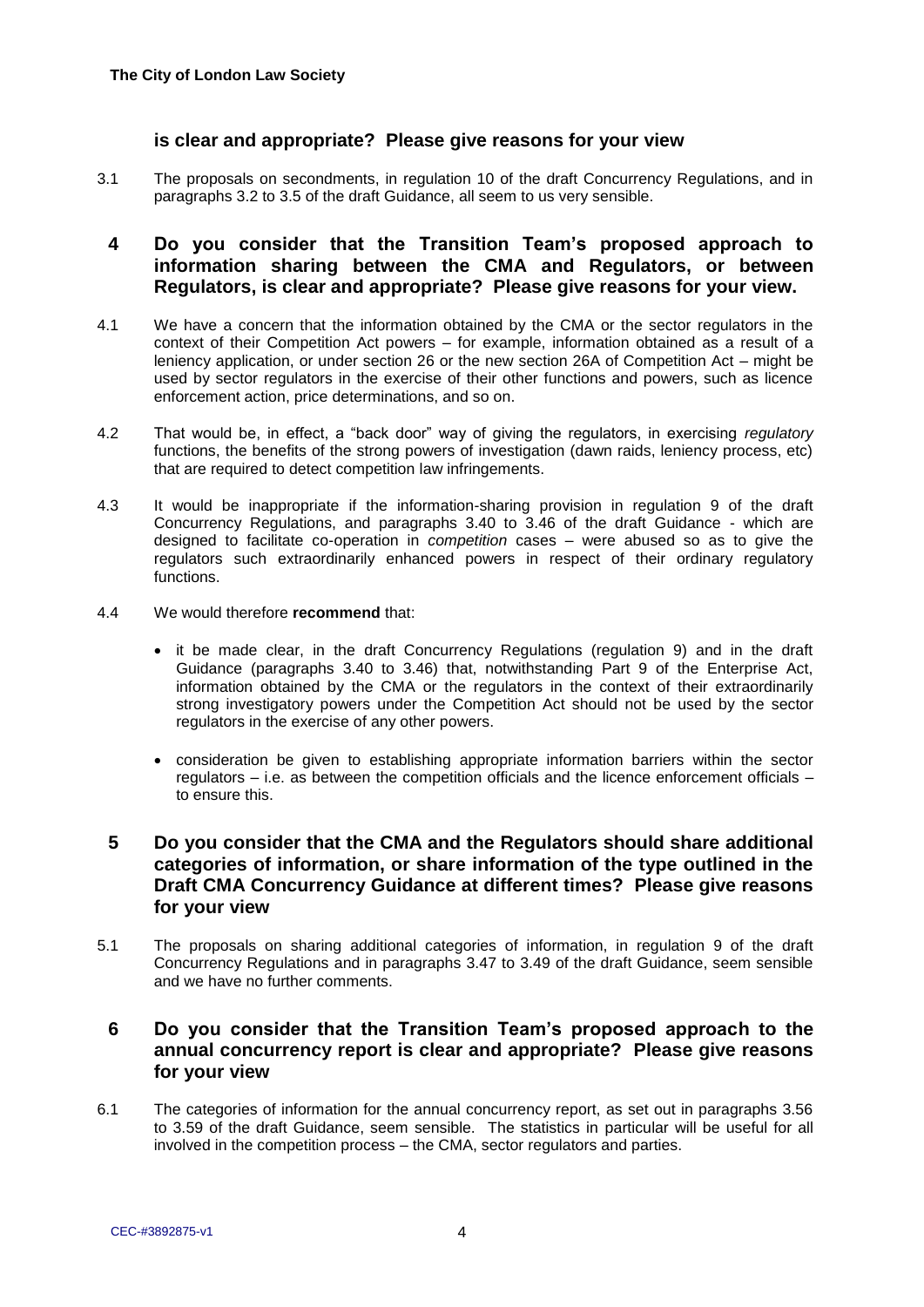## is clear and appropriate? Please give reasons for your view

3.1 The proposals on secondments, in regulation 10 of the draft Concurrency Regulations, and in paragraphs 3.2 to 3.5 of the draft Guidance, all seem to us very sensible.

## 4 Do you consider that the Transition Team's proposed approach to information sharing between the CMA and Regulators, or between Regulators, is clear and appropriate? Please give reasons for your view.

4.1 We have a concern that the information obtained by the CMA or the sector regulators in the context of their Competition Act powers – for example, information obtained as a result of a leniency application, or under section 26 or the new section 26A of Competition Act – might be used by sector regulators in the exercise of their other functions and powers, such as licence enforcement action, price determinations, and so on.

4.2 That would be, in effect, a "back door" way of giving the regulators, in exercising *regulatory* functions, the benefits of the strong powers of investigation (dawn raids, leniency process, etc) that are required to detect competition law infringements.

4.3 It would be inappropriate if the information-sharing provision in regulation 9 of the draft Concurrency Regulations, and paragraphs 3.40 to 3.46 of the draft Guidance - which are designed to facilitate co-operation in *competition* cases – were abused so as to give the regulators such extraordinarily enhanced powers in respect of their ordinary regulatory functions.

4.4 We would therefore **recommend** that:

- it be made clear, in the draft Concurrency Regulations (regulation 9) and in the draft Guidance (paragraphs 3.40 to 3.46) that, notwithstanding Part 9 of the Enterprise Act, information obtained by the CMA or the regulators in the context of their extraordinarily strong investigatory powers under the Competition Act should not be used by the sector regulators in the exercise of any other powers.
- consideration be given to establishing appropriate information barriers within the sector regulators – i.e. as between the competition officials and the licence enforcement officials – to ensure this.

## 5 Do you consider that the CMA and the Regulators should share additional categories of information, or share information of the type outlined in the Draft CMA Concurrency Guidance at different times? Please give reasons for your view

5.1 The proposals on sharing additional categories of information, in regulation 9 of the draft Concurrency Regulations and in paragraphs 3.47 to 3.49 of the draft Guidance, seem sensible and we have no further comments.

## 6 Do you consider that the Transition Team's proposed approach to the annual concurrency report is clear and appropriate? Please give reasons for your view

6.1 The categories of information for the annual concurrency report, as set out in paragraphs 3.56 to 3.59 of the draft Guidance, seem sensible. The statistics in particular will be useful for all involved in the competition process – the CMA, sector regulators and parties.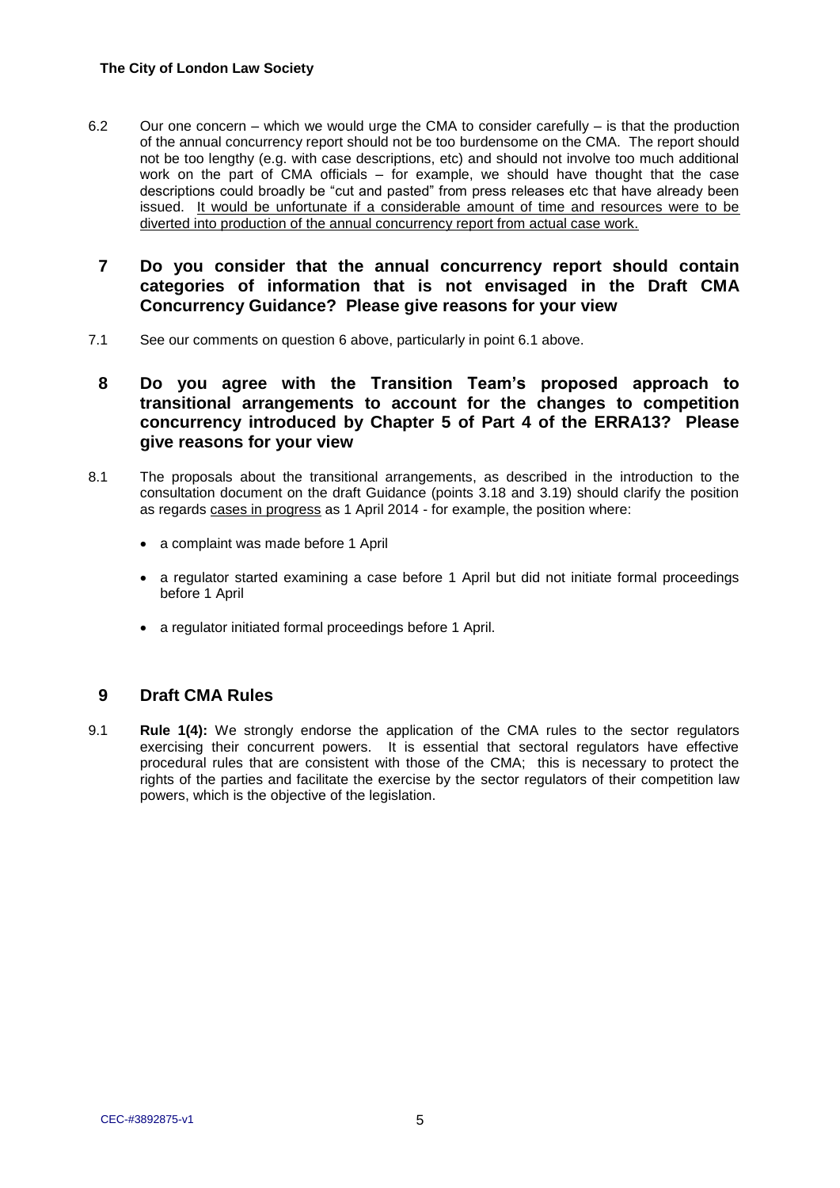6.2 Our one concern – which we would urge the CMA to consider carefully – is that the production of the annual concurrency report should not be too burdensome on the CMA. The report should not be too lengthy (e.g. with case descriptions, etc) and should not involve too much additional work on the part of CMA officials – for example, we should have thought that the case descriptions could broadly be "cut and pasted" from press releases etc that have already been issued. It would be unfortunate if a considerable amount of time and resources were to be diverted into production of the annual concurrency report from actual case work.

## 7 Do you consider that the annual concurrency report should contain categories of information that is not envisaged in the Draft CMA Concurrency Guidance? Please give reasons for your view

7.1 See our comments on question 6 above, particularly in point 6.1 above.

## 8 Do you agree with the Transition Team's proposed approach to transitional arrangements to account for the changes to competition concurrency introduced by Chapter 5 of Part 4 of the ERRA13? Please give reasons for your view

8.1 The proposals about the transitional arrangements, as described in the introduction to the consultation document on the draft Guidance (points 3.18 and 3.19) should clarify the position as regards cases in progress as 1 April 2014 - for example, the position where:

- a complaint was made before 1 April
- a regulator started examining a case before 1 April but did not initiate formal proceedings before 1 April
- a regulator initiated formal proceedings before 1 April.

## 9 Draft CMA Rules

9.1 **Rule 1(4):** We strongly endorse the application of the CMA rules to the sector regulators exercising their concurrent powers. It is essential that sectoral regulators have effective procedural rules that are consistent with those of the CMA; this is necessary to protect the rights of the parties and facilitate the exercise by the sector regulators of their competition law powers, which is the objective of the legislation.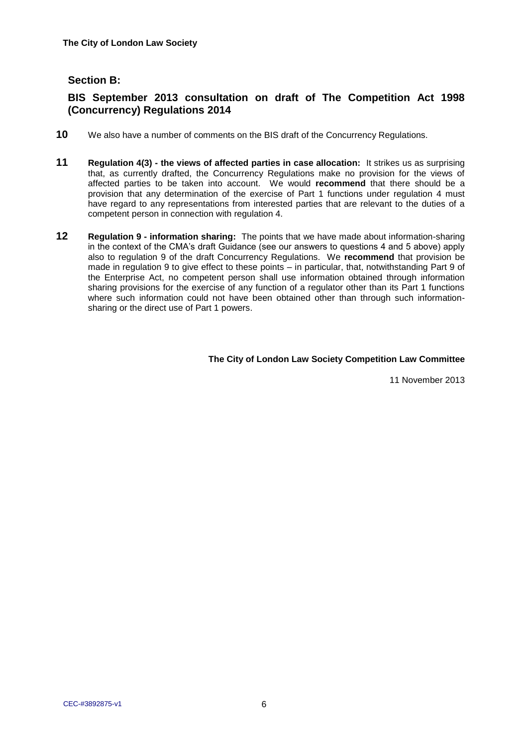## Section B:

## BIS September 2013 consultation on draft of The Competition Act 1998 (Concurrency) Regulations 2014

**10** We also have a number of comments on the BIS draft of the Concurrency Regulations.

**11** **Regulation 4(3) - the views of affected parties in case allocation:** It strikes us as surprising that, as currently drafted, the Concurrency Regulations make no provision for the views of affected parties to be taken into account. We would **recommend** that there should be a provision that any determination of the exercise of Part 1 functions under regulation 4 must have regard to any representations from interested parties that are relevant to the duties of a competent person in connection with regulation 4.

**12** **Regulation 9 - information sharing:** The points that we have made about information-sharing in the context of the CMA's draft Guidance (see our answers to questions 4 and 5 above) apply also to regulation 9 of the draft Concurrency Regulations. We **recommend** that provision be made in regulation 9 to give effect to these points – in particular, that, notwithstanding Part 9 of the Enterprise Act, no competent person shall use information obtained through information sharing provisions for the exercise of any function of a regulator other than its Part 1 functions where such information could not have been obtained other than through such information-sharing or the direct use of Part 1 powers.

**The City of London Law Society Competition Law Committee**

11 November 2013